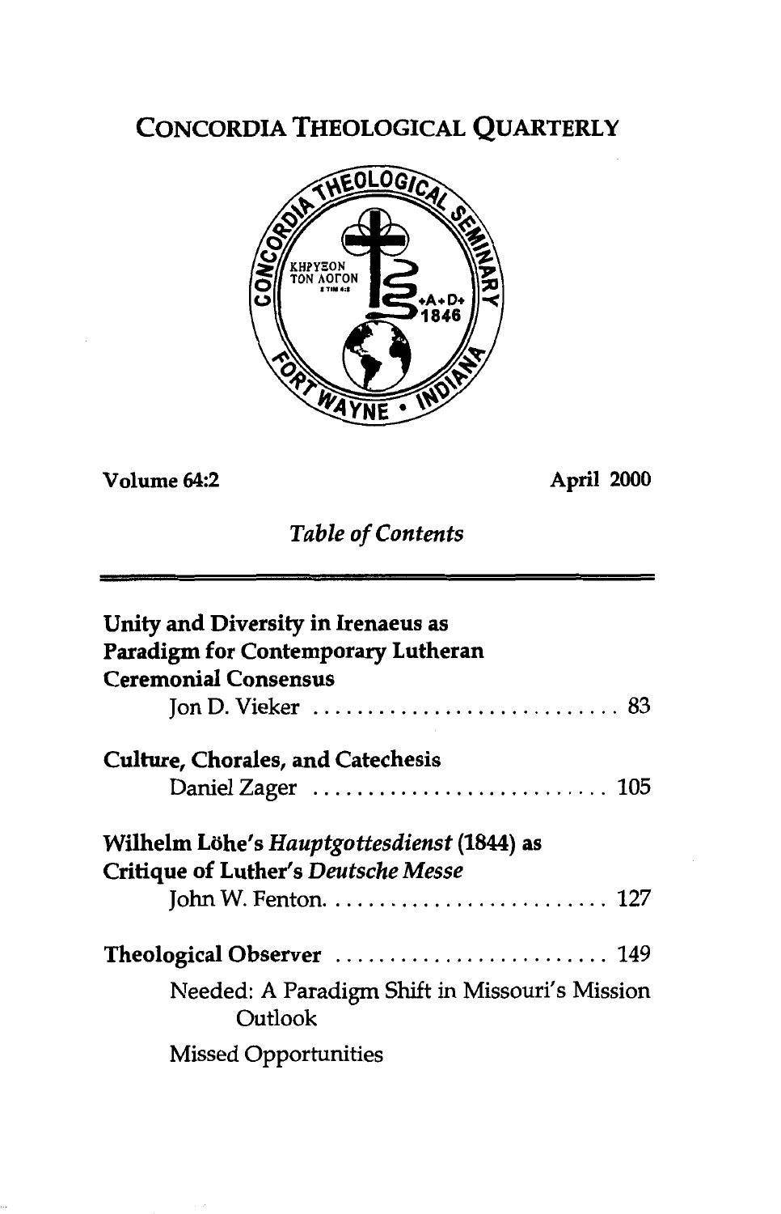# CONCORDIA THEOLOGICAL QUARTERLY

**Volume 64:2** **April 2000**

*Table of Contents*

**Unity and Diversity in Irenaeus as Paradigm for Contemporary Lutheran Ceremonial Consensus**
Jon D. Vieker ............................ 83

**Culture, Chorales, and Catechesis**
Daniel Zager ............................ 105

**Wilhelm Löhe's *Hauptgottesdienst* (1844) as Critique of Luther's *Deutsche Messe***
John W. Fenton.......................... 127

**Theological Observer** ......................... 149

Needed: A Paradigm Shift in Missouri's Mission Outlook

Missed Opportunities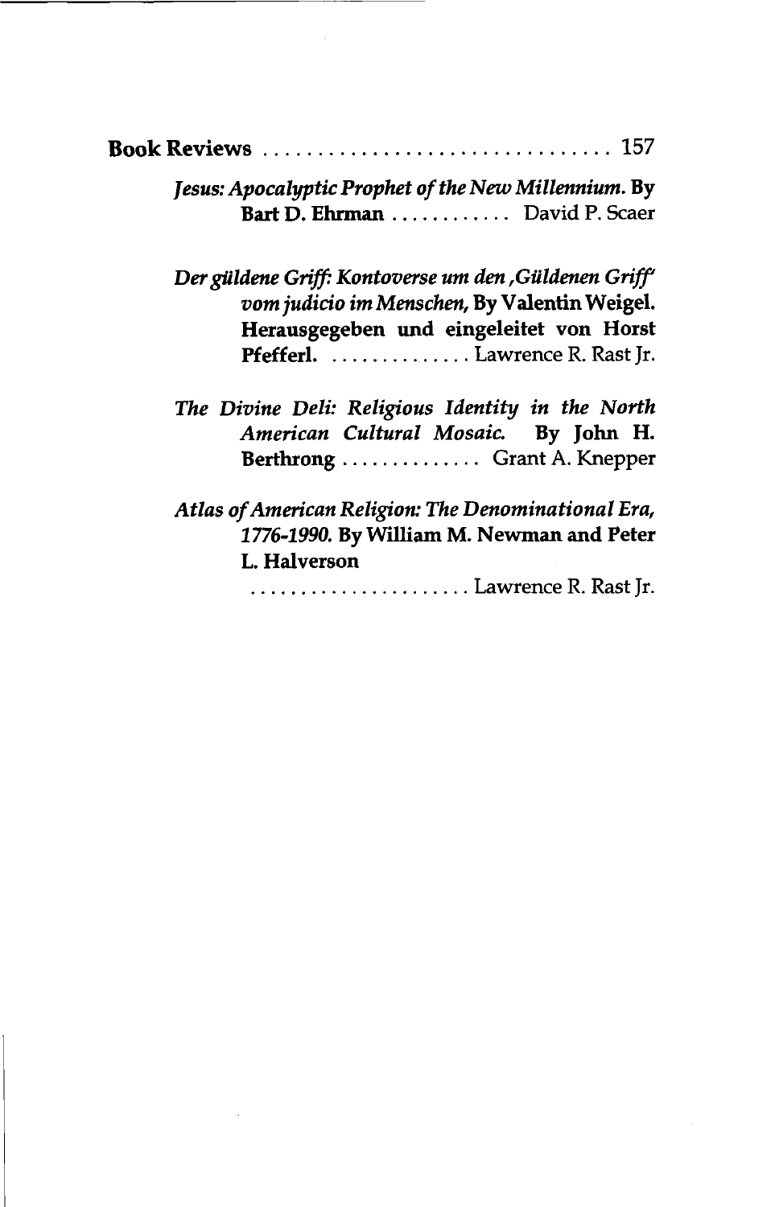**Book Reviews** ................................ 157

*Jesus: Apocalyptic Prophet of the New Millennium.* **By Bart D. Ehrman** ............ David P. Scaer

*Der güldene Griff: Kontoverse um den ,Güldenen Griff' vom judicio im Menschen,* **By Valentin Weigel. Herausgegeben und eingeleitet von Horst Pfefferl.** .............. Lawrence R. Rast Jr.

*The Divine Deli: Religious Identity in the North American Cultural Mosaic.* **By John H. Berthrong** ............. Grant A. Knepper

*Atlas of American Religion: The Denominational Era, 1776-1990.* **By William M. Newman and Peter L. Halverson** ...................... Lawrence R. Rast Jr.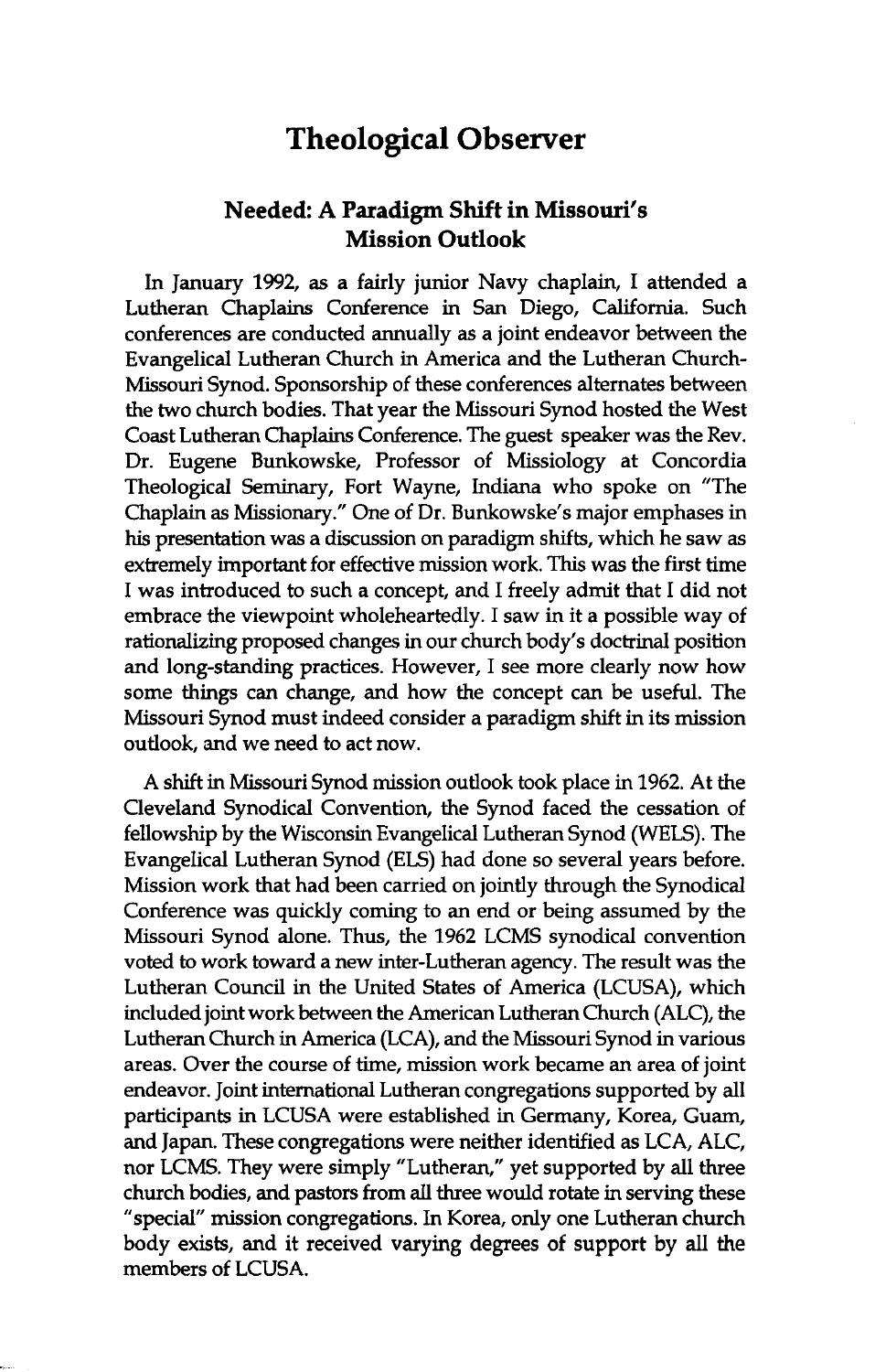# Theological Observer

## Needed: A Paradigm Shift in Missouri's Mission Outlook

In January 1992, as a fairly junior Navy chaplain, I attended a Lutheran Chaplains Conference in San Diego, California. Such conferences are conducted annually as a joint endeavor between the Evangelical Lutheran Church in America and the Lutheran Church-Missouri Synod. Sponsorship of these conferences alternates between the two church bodies. That year the Missouri Synod hosted the West Coast Lutheran Chaplains Conference. The guest speaker was the Rev. Dr. Eugene Bunkowske, Professor of Missiology at Concordia Theological Seminary, Fort Wayne, Indiana who spoke on "The Chaplain as Missionary." One of Dr. Bunkowske's major emphases in his presentation was a discussion on paradigm shifts, which he saw as extremely important for effective mission work. This was the first time I was introduced to such a concept, and I freely admit that I did not embrace the viewpoint wholeheartedly. I saw in it a possible way of rationalizing proposed changes in our church body's doctrinal position and long-standing practices. However, I see more clearly now how some things can change, and how the concept can be useful. The Missouri Synod must indeed consider a paradigm shift in its mission outlook, and we need to act now.

A shift in Missouri Synod mission outlook took place in 1962. At the Cleveland Synodical Convention, the Synod faced the cessation of fellowship by the Wisconsin Evangelical Lutheran Synod (WELS). The Evangelical Lutheran Synod (ELS) had done so several years before. Mission work that had been carried on jointly through the Synodical Conference was quickly coming to an end or being assumed by the Missouri Synod alone. Thus, the 1962 LCMS synodical convention voted to work toward a new inter-Lutheran agency. The result was the Lutheran Council in the United States of America (LCUSA), which included joint work between the American Lutheran Church (ALC), the Lutheran Church in America (LCA), and the Missouri Synod in various areas. Over the course of time, mission work became an area of joint endeavor. Joint international Lutheran congregations supported by all participants in LCUSA were established in Germany, Korea, Guam, and Japan. These congregations were neither identified as LCA, ALC, nor LCMS. They were simply "Lutheran," yet supported by all three church bodies, and pastors from all three would rotate in serving these "special" mission congregations. In Korea, only one Lutheran church body exists, and it received varying degrees of support by all the members of LCUSA.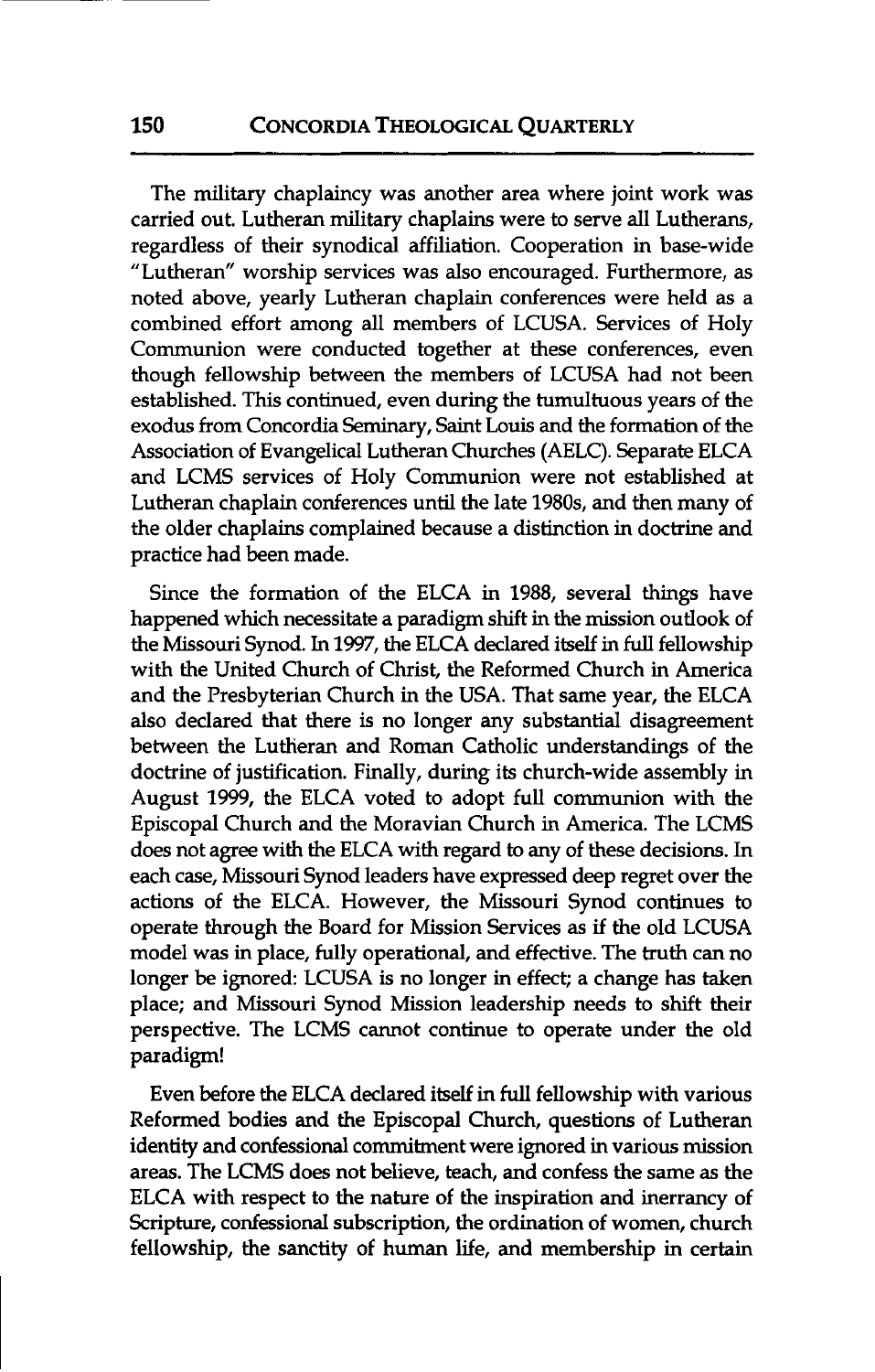The military chaplaincy was another area where joint work was carried out. Lutheran military chaplains were to serve all Lutherans, regardless of their synodical affiliation. Cooperation in base-wide "Lutheran" worship services was also encouraged. Furthermore, as noted above, yearly Lutheran chaplain conferences were held as a combined effort among all members of LCUSA. Services of Holy Communion were conducted together at these conferences, even though fellowship between the members of LCUSA had not been established. This continued, even during the tumultuous years of the exodus from Concordia Seminary, Saint Louis and the formation of the Association of Evangelical Lutheran Churches (AELC). Separate ELCA and LCMS services of Holy Communion were not established at Lutheran chaplain conferences until the late 1980s, and then many of the older chaplains complained because a distinction in doctrine and practice had been made.

Since the formation of the ELCA in 1988, several things have happened which necessitate a paradigm shift in the mission outlook of the Missouri Synod. In 1997, the ELCA declared itself in full fellowship with the United Church of Christ, the Reformed Church in America and the Presbyterian Church in the USA. That same year, the ELCA also declared that there is no longer any substantial disagreement between the Lutheran and Roman Catholic understandings of the doctrine of justification. Finally, during its church-wide assembly in August 1999, the ELCA voted to adopt full communion with the Episcopal Church and the Moravian Church in America. The LCMS does not agree with the ELCA with regard to any of these decisions. In each case, Missouri Synod leaders have expressed deep regret over the actions of the ELCA. However, the Missouri Synod continues to operate through the Board for Mission Services as if the old LCUSA model was in place, fully operational, and effective. The truth can no longer be ignored: LCUSA is no longer in effect; a change has taken place; and Missouri Synod Mission leadership needs to shift their perspective. The LCMS cannot continue to operate under the old paradigm!

Even before the ELCA declared itself in full fellowship with various Reformed bodies and the Episcopal Church, questions of Lutheran identity and confessional commitment were ignored in various mission areas. The LCMS does not believe, teach, and confess the same as the ELCA with respect to the nature of the inspiration and inerrancy of Scripture, confessional subscription, the ordination of women, church fellowship, the sanctity of human life, and membership in certain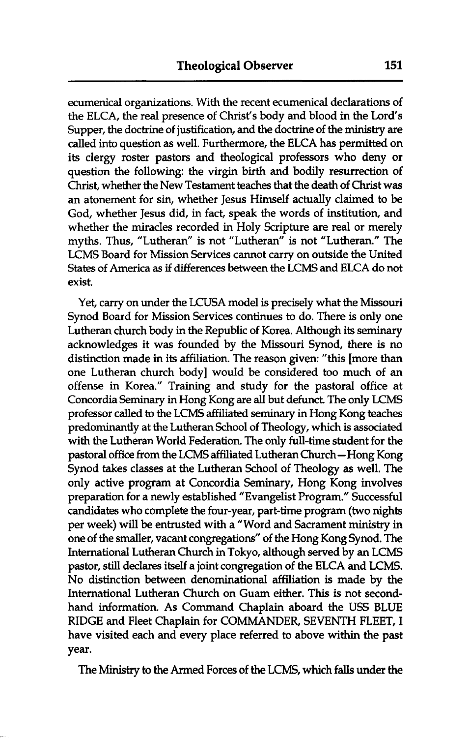ecumenical organizations. With the recent ecumenical declarations of the ELCA, the real presence of Christ's body and blood in the Lord's Supper, the doctrine of justification, and the doctrine of the ministry are called into question as well. Furthermore, the ELCA has permitted on its clergy roster pastors and theological professors who deny or question the following: the virgin birth and bodily resurrection of Christ, whether the New Testament teaches that the death of Christ was an atonement for sin, whether Jesus Himself actually claimed to be God, whether Jesus did, in fact, speak the words of institution, and whether the miracles recorded in Holy Scripture are real or merely myths. Thus, "Lutheran" is not "Lutheran" is not "Lutheran." The LCMS Board for Mission Services cannot carry on outside the United States of America as if differences between the LCMS and ELCA do not exist.

Yet, carry on under the LCUSA model is precisely what the Missouri Synod Board for Mission Services continues to do. There is only one Lutheran church body in the Republic of Korea. Although its seminary acknowledges it was founded by the Missouri Synod, there is no distinction made in its affiliation. The reason given: "this [more than one Lutheran church body] would be considered too much of an offense in Korea." Training and study for the pastoral office at Concordia Seminary in Hong Kong are all but defunct. The only LCMS professor called to the LCMS affiliated seminary in Hong Kong teaches predominantly at the Lutheran School of Theology, which is associated with the Lutheran World Federation. The only full-time student for the pastoral office from the LCMS affiliated Lutheran Church—Hong Kong Synod takes classes at the Lutheran School of Theology as well. The only active program at Concordia Seminary, Hong Kong involves preparation for a newly established "Evangelist Program." Successful candidates who complete the four-year, part-time program (two nights per week) will be entrusted with a "Word and Sacrament ministry in one of the smaller, vacant congregations" of the Hong Kong Synod. The International Lutheran Church in Tokyo, although served by an LCMS pastor, still declares itself a joint congregation of the ELCA and LCMS. No distinction between denominational affiliation is made by the International Lutheran Church on Guam either. This is not second-hand information. As Command Chaplain aboard the USS BLUE RIDGE and Fleet Chaplain for COMMANDER, SEVENTH FLEET, I have visited each and every place referred to above within the past year.

The Ministry to the Armed Forces of the LCMS, which falls under the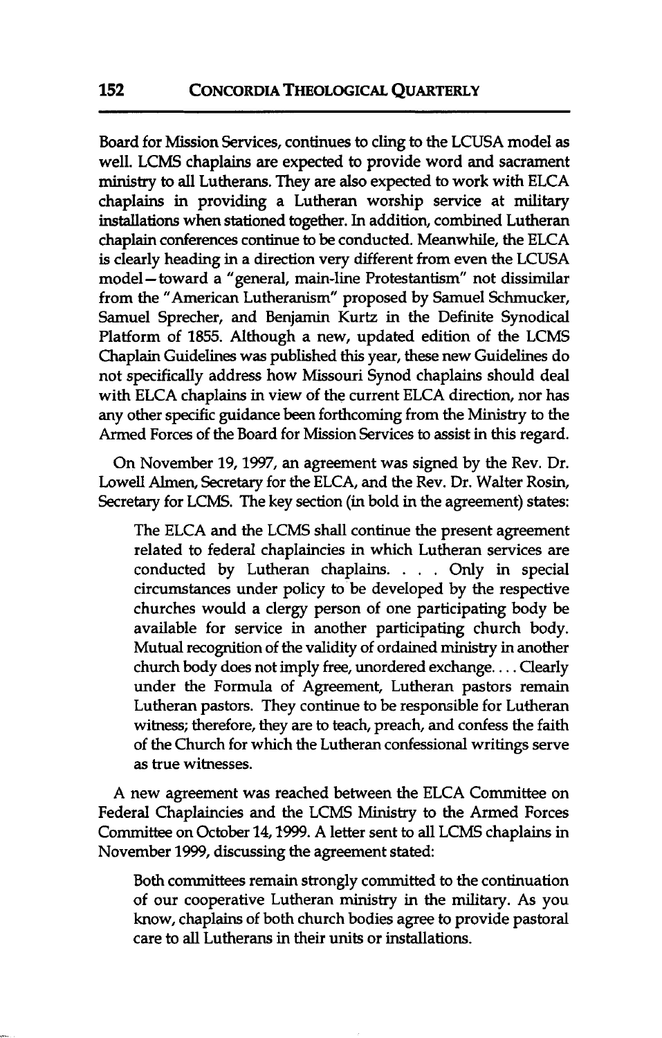Board for Mission Services, continues to cling to the LCUSA model as well. LCMS chaplains are expected to provide word and sacrament ministry to all Lutherans. They are also expected to work with ELCA chaplains in providing a Lutheran worship service at military installations when stationed together. In addition, combined Lutheran chaplain conferences continue to be conducted. Meanwhile, the ELCA is clearly heading in a direction very different from even the LCUSA model—toward a "general, main-line Protestantism" not dissimilar from the "American Lutheranism" proposed by Samuel Schmucker, Samuel Sprecher, and Benjamin Kurtz in the Definite Synodical Platform of 1855. Although a new, updated edition of the LCMS Chaplain Guidelines was published this year, these new Guidelines do not specifically address how Missouri Synod chaplains should deal with ELCA chaplains in view of the current ELCA direction, nor has any other specific guidance been forthcoming from the Ministry to the Armed Forces of the Board for Mission Services to assist in this regard.

On November 19, 1997, an agreement was signed by the Rev. Dr. Lowell Almen, Secretary for the ELCA, and the Rev. Dr. Walter Rosin, Secretary for LCMS. The key section (in bold in the agreement) states:

> The ELCA and the LCMS shall continue the present agreement related to federal chaplaincies in which Lutheran services are conducted by Lutheran chaplains. . . . Only in special circumstances under policy to be developed by the respective churches would a clergy person of one participating body be available for service in another participating church body. Mutual recognition of the validity of ordained ministry in another church body does not imply free, unordered exchange. . . . Clearly under the Formula of Agreement, Lutheran pastors remain Lutheran pastors. They continue to be responsible for Lutheran witness; therefore, they are to teach, preach, and confess the faith of the Church for which the Lutheran confessional writings serve as true witnesses.

A new agreement was reached between the ELCA Committee on Federal Chaplaincies and the LCMS Ministry to the Armed Forces Committee on October 14, 1999. A letter sent to all LCMS chaplains in November 1999, discussing the agreement stated:

> Both committees remain strongly committed to the continuation of our cooperative Lutheran ministry in the military. As you know, chaplains of both church bodies agree to provide pastoral care to all Lutherans in their units or installations.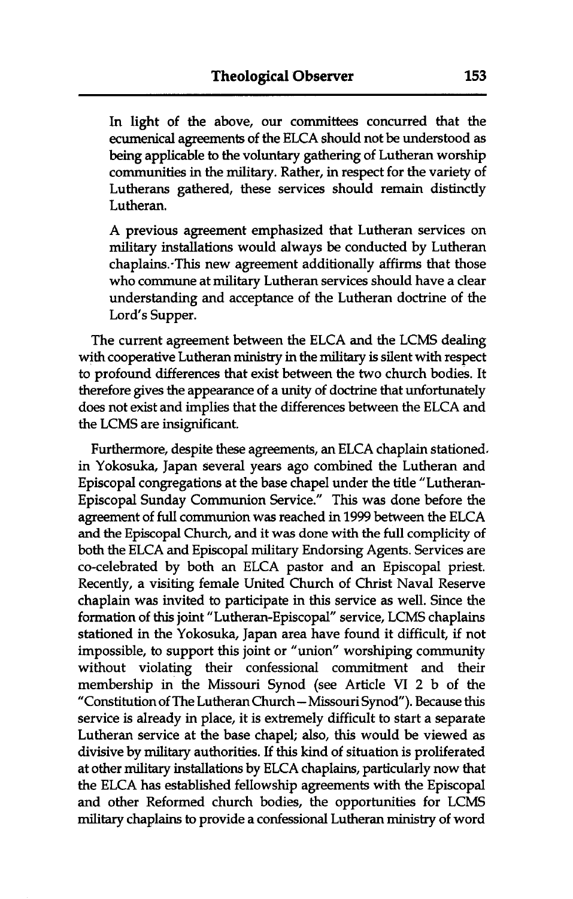> In light of the above, our committees concurred that the ecumenical agreements of the ELCA should not be understood as being applicable to the voluntary gathering of Lutheran worship communities in the military. Rather, in respect for the variety of Lutherans gathered, these services should remain distinctly Lutheran.
>
> A previous agreement emphasized that Lutheran services on military installations would always be conducted by Lutheran chaplains. This new agreement additionally affirms that those who commune at military Lutheran services should have a clear understanding and acceptance of the Lutheran doctrine of the Lord's Supper.

The current agreement between the ELCA and the LCMS dealing with cooperative Lutheran ministry in the military is silent with respect to profound differences that exist between the two church bodies. It therefore gives the appearance of a unity of doctrine that unfortunately does not exist and implies that the differences between the ELCA and the LCMS are insignificant.

Furthermore, despite these agreements, an ELCA chaplain stationed in Yokosuka, Japan several years ago combined the Lutheran and Episcopal congregations at the base chapel under the title "Lutheran-Episcopal Sunday Communion Service." This was done before the agreement of full communion was reached in 1999 between the ELCA and the Episcopal Church, and it was done with the full complicity of both the ELCA and Episcopal military Endorsing Agents. Services are co-celebrated by both an ELCA pastor and an Episcopal priest. Recently, a visiting female United Church of Christ Naval Reserve chaplain was invited to participate in this service as well. Since the formation of this joint "Lutheran-Episcopal" service, LCMS chaplains stationed in the Yokosuka, Japan area have found it difficult, if not impossible, to support this joint or "union" worshiping community without violating their confessional commitment and their membership in the Missouri Synod (see Article VI 2 b of the "Constitution of The Lutheran Church—Missouri Synod"). Because this service is already in place, it is extremely difficult to start a separate Lutheran service at the base chapel; also, this would be viewed as divisive by military authorities. If this kind of situation is proliferated at other military installations by ELCA chaplains, particularly now that the ELCA has established fellowship agreements with the Episcopal and other Reformed church bodies, the opportunities for LCMS military chaplains to provide a confessional Lutheran ministry of word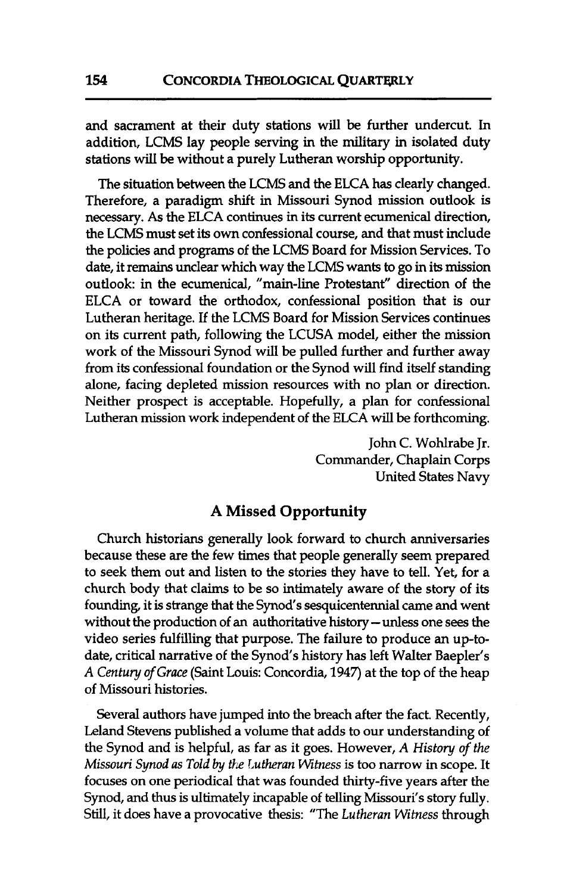and sacrament at their duty stations will be further undercut. In addition, LCMS lay people serving in the military in isolated duty stations will be without a purely Lutheran worship opportunity.

The situation between the LCMS and the ELCA has clearly changed. Therefore, a paradigm shift in Missouri Synod mission outlook is necessary. As the ELCA continues in its current ecumenical direction, the LCMS must set its own confessional course, and that must include the policies and programs of the LCMS Board for Mission Services. To date, it remains unclear which way the LCMS wants to go in its mission outlook: in the ecumenical, "main-line Protestant" direction of the ELCA or toward the orthodox, confessional position that is our Lutheran heritage. If the LCMS Board for Mission Services continues on its current path, following the LCUSA model, either the mission work of the Missouri Synod will be pulled further and further away from its confessional foundation or the Synod will find itself standing alone, facing depleted mission resources with no plan or direction. Neither prospect is acceptable. Hopefully, a plan for confessional Lutheran mission work independent of the ELCA will be forthcoming.

John C. Wohlrabe Jr.
Commander, Chaplain Corps
United States Navy

## A Missed Opportunity

Church historians generally look forward to church anniversaries because these are the few times that people generally seem prepared to seek them out and listen to the stories they have to tell. Yet, for a church body that claims to be so intimately aware of the story of its founding, it is strange that the Synod's sesquicentennial came and went without the production of an authoritative history—unless one sees the video series fulfilling that purpose. The failure to produce an up-to-date, critical narrative of the Synod's history has left Walter Baepler's *A Century of Grace* (Saint Louis: Concordia, 1947) at the top of the heap of Missouri histories.

Several authors have jumped into the breach after the fact. Recently, Leland Stevens published a volume that adds to our understanding of the Synod and is helpful, as far as it goes. However, *A History of the Missouri Synod as Told by the Lutheran Witness* is too narrow in scope. It focuses on one periodical that was founded thirty-five years after the Synod, and thus is ultimately incapable of telling Missouri's story fully. Still, it does have a provocative thesis: "The *Lutheran Witness* through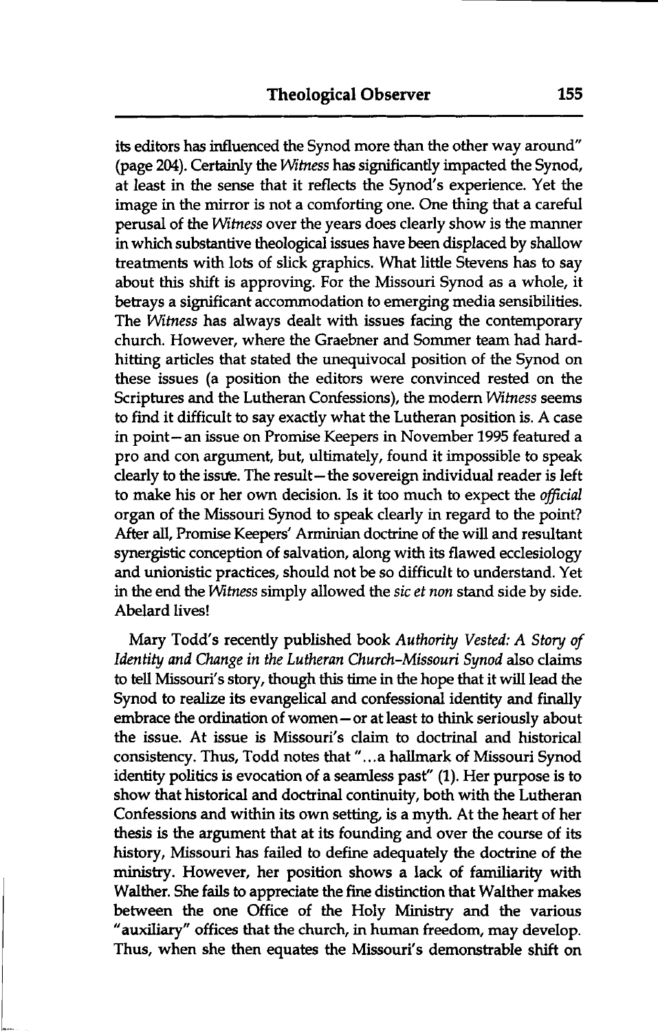its editors has influenced the Synod more than the other way around" (page 204). Certainly the *Witness* has significantly impacted the Synod, at least in the sense that it reflects the Synod's experience. Yet the image in the mirror is not a comforting one. One thing that a careful perusal of the *Witness* over the years does clearly show is the manner in which substantive theological issues have been displaced by shallow treatments with lots of slick graphics. What little Stevens has to say about this shift is approving. For the Missouri Synod as a whole, it betrays a significant accommodation to emerging media sensibilities. The *Witness* has always dealt with issues facing the contemporary church. However, where the Graebner and Sommer team had hard-hitting articles that stated the unequivocal position of the Synod on these issues (a position the editors were convinced rested on the Scriptures and the Lutheran Confessions), the modern *Witness* seems to find it difficult to say exactly what the Lutheran position is. A case in point—an issue on Promise Keepers in November 1995 featured a pro and con argument, but, ultimately, found it impossible to speak clearly to the issue. The result—the sovereign individual reader is left to make his or her own decision. Is it too much to expect the *official* organ of the Missouri Synod to speak clearly in regard to the point? After all, Promise Keepers' Arminian doctrine of the will and resultant synergistic conception of salvation, along with its flawed ecclesiology and unionistic practices, should not be so difficult to understand. Yet in the end the *Witness* simply allowed the *sic et non* stand side by side. Abelard lives!

Mary Todd's recently published book *Authority Vested: A Story of Identity and Change in the Lutheran Church-Missouri Synod* also claims to tell Missouri's story, though this time in the hope that it will lead the Synod to realize its evangelical and confessional identity and finally embrace the ordination of women—or at least to think seriously about the issue. At issue is Missouri's claim to doctrinal and historical consistency. Thus, Todd notes that "...a hallmark of Missouri Synod identity politics is evocation of a seamless past" (1). Her purpose is to show that historical and doctrinal continuity, both with the Lutheran Confessions and within its own setting, is a myth. At the heart of her thesis is the argument that at its founding and over the course of its history, Missouri has failed to define adequately the doctrine of the ministry. However, her position shows a lack of familiarity with Walther. She fails to appreciate the fine distinction that Walther makes between the one Office of the Holy Ministry and the various "auxiliary" offices that the church, in human freedom, may develop. Thus, when she then equates the Missouri's demonstrable shift on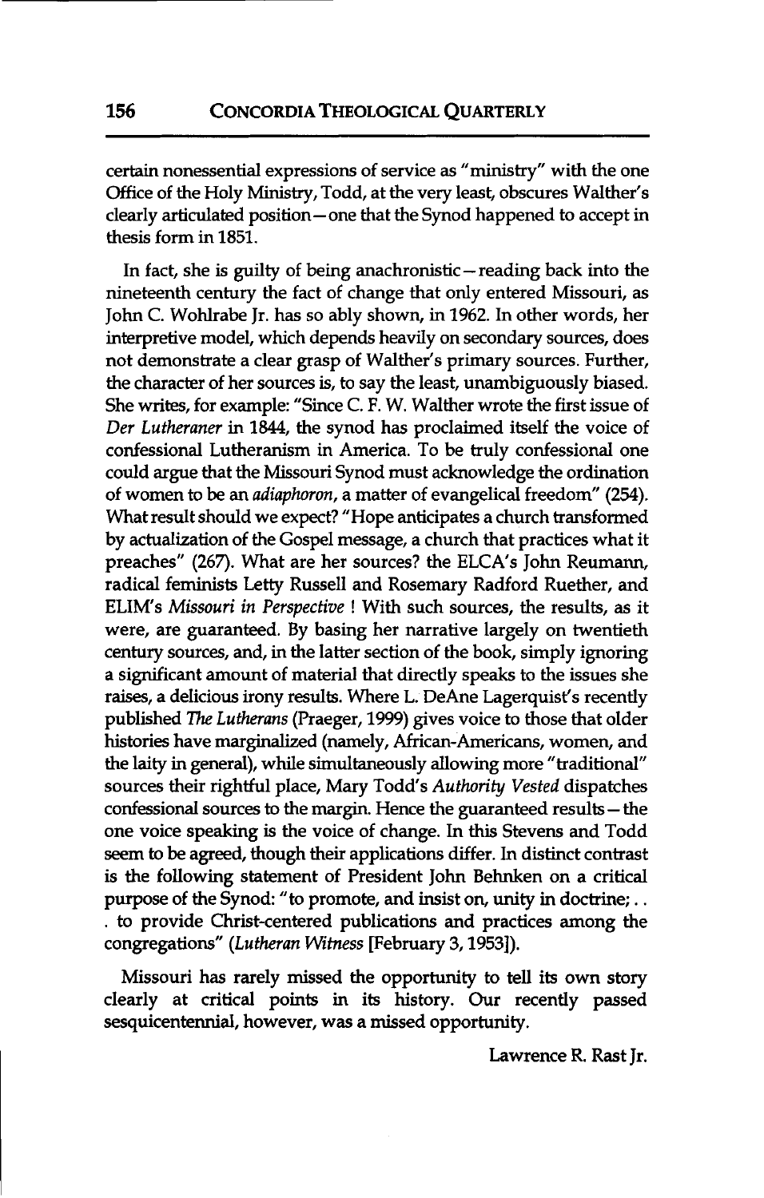certain nonessential expressions of service as "ministry" with the one Office of the Holy Ministry, Todd, at the very least, obscures Walther's clearly articulated position—one that the Synod happened to accept in thesis form in 1851.

In fact, she is guilty of being anachronistic—reading back into the nineteenth century the fact of change that only entered Missouri, as John C. Wohlrabe Jr. has so ably shown, in 1962. In other words, her interpretive model, which depends heavily on secondary sources, does not demonstrate a clear grasp of Walther's primary sources. Further, the character of her sources is, to say the least, unambiguously biased. She writes, for example: "Since C. F. W. Walther wrote the first issue of *Der Lutheraner* in 1844, the synod has proclaimed itself the voice of confessional Lutheranism in America. To be truly confessional one could argue that the Missouri Synod must acknowledge the ordination of women to be an *adiaphoron*, a matter of evangelical freedom" (254). What result should we expect? "Hope anticipates a church transformed by actualization of the Gospel message, a church that practices what it preaches" (267). What are her sources? the ELCA's John Reumann, radical feminists Letty Russell and Rosemary Radford Ruether, and ELIM's *Missouri in Perspective* ! With such sources, the results, as it were, are guaranteed. By basing her narrative largely on twentieth century sources, and, in the latter section of the book, simply ignoring a significant amount of material that directly speaks to the issues she raises, a delicious irony results. Where L. DeAne Lagerquist's recently published *The Lutherans* (Praeger, 1999) gives voice to those that older histories have marginalized (namely, African-Americans, women, and the laity in general), while simultaneously allowing more "traditional" sources their rightful place, Mary Todd's *Authority Vested* dispatches confessional sources to the margin. Hence the guaranteed results—the one voice speaking is the voice of change. In this Stevens and Todd seem to be agreed, though their applications differ. In distinct contrast is the following statement of President John Behnken on a critical purpose of the Synod: "to promote, and insist on, unity in doctrine;. . . to provide Christ-centered publications and practices among the congregations" (*Lutheran Witness* [February 3, 1953]).

Missouri has rarely missed the opportunity to tell its own story clearly at critical points in its history. Our recently passed sesquicentennial, however, was a missed opportunity.

Lawrence R. Rast Jr.